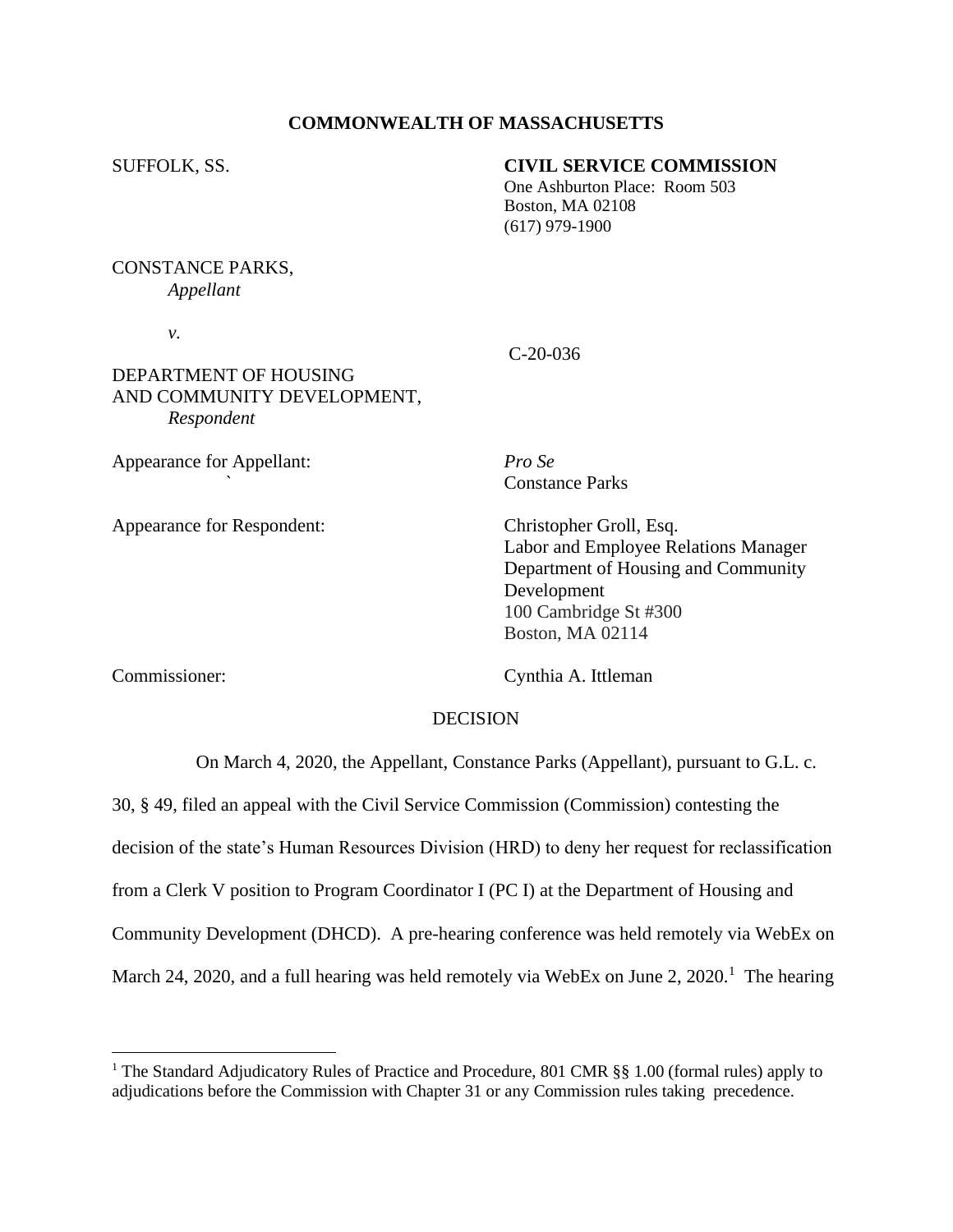**COMMONWEALTH OF MASSACHUSETTS**

SUFFOLK, SS.

**CIVIL SERVICE COMMISSION**
One Ashburton Place: Room 503
Boston, MA 02108
(617) 979-1900

CONSTANCE PARKS,
*Appellant*

*v.*

C-20-036

DEPARTMENT OF HOUSING AND COMMUNITY DEVELOPMENT,
*Respondent*

Appearance for Appellant: *Pro Se*
Constance Parks

Appearance for Respondent: Christopher Groll, Esq.
Labor and Employee Relations Manager
Department of Housing and Community Development
100 Cambridge St #300
Boston, MA 02114

Commissioner: Cynthia A. Ittleman

DECISION

On March 4, 2020, the Appellant, Constance Parks (Appellant), pursuant to G.L. c. 30, § 49, filed an appeal with the Civil Service Commission (Commission) contesting the decision of the state's Human Resources Division (HRD) to deny her request for reclassification from a Clerk V position to Program Coordinator I (PC I) at the Department of Housing and Community Development (DHCD). A pre-hearing conference was held remotely via WebEx on March 24, 2020, and a full hearing was held remotely via WebEx on June 2, 2020.[1] The hearing

[1] The Standard Adjudicatory Rules of Practice and Procedure, 801 CMR §§ 1.00 (formal rules) apply to adjudications before the Commission with Chapter 31 or any Commission rules taking precedence.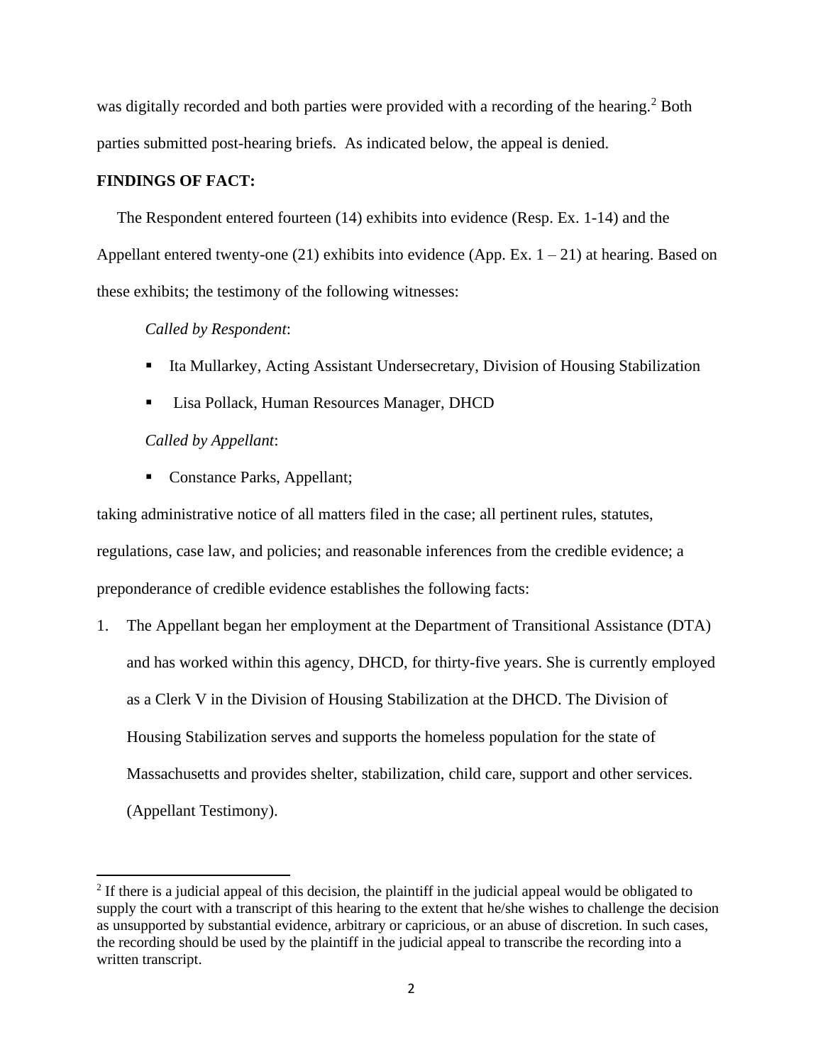was digitally recorded and both parties were provided with a recording of the hearing.[2] Both parties submitted post-hearing briefs. As indicated below, the appeal is denied.

**FINDINGS OF FACT:**

The Respondent entered fourteen (14) exhibits into evidence (Resp. Ex. 1-14) and the Appellant entered twenty-one (21) exhibits into evidence (App. Ex. 1 – 21) at hearing. Based on these exhibits; the testimony of the following witnesses:

*Called by Respondent*:

- Ita Mullarkey, Acting Assistant Undersecretary, Division of Housing Stabilization
- Lisa Pollack, Human Resources Manager, DHCD

*Called by Appellant*:

- Constance Parks, Appellant;

taking administrative notice of all matters filed in the case; all pertinent rules, statutes, regulations, case law, and policies; and reasonable inferences from the credible evidence; a preponderance of credible evidence establishes the following facts:

1. The Appellant began her employment at the Department of Transitional Assistance (DTA) and has worked within this agency, DHCD, for thirty-five years. She is currently employed as a Clerk V in the Division of Housing Stabilization at the DHCD. The Division of Housing Stabilization serves and supports the homeless population for the state of Massachusetts and provides shelter, stabilization, child care, support and other services. (Appellant Testimony).

[2] If there is a judicial appeal of this decision, the plaintiff in the judicial appeal would be obligated to supply the court with a transcript of this hearing to the extent that he/she wishes to challenge the decision as unsupported by substantial evidence, arbitrary or capricious, or an abuse of discretion. In such cases, the recording should be used by the plaintiff in the judicial appeal to transcribe the recording into a written transcript.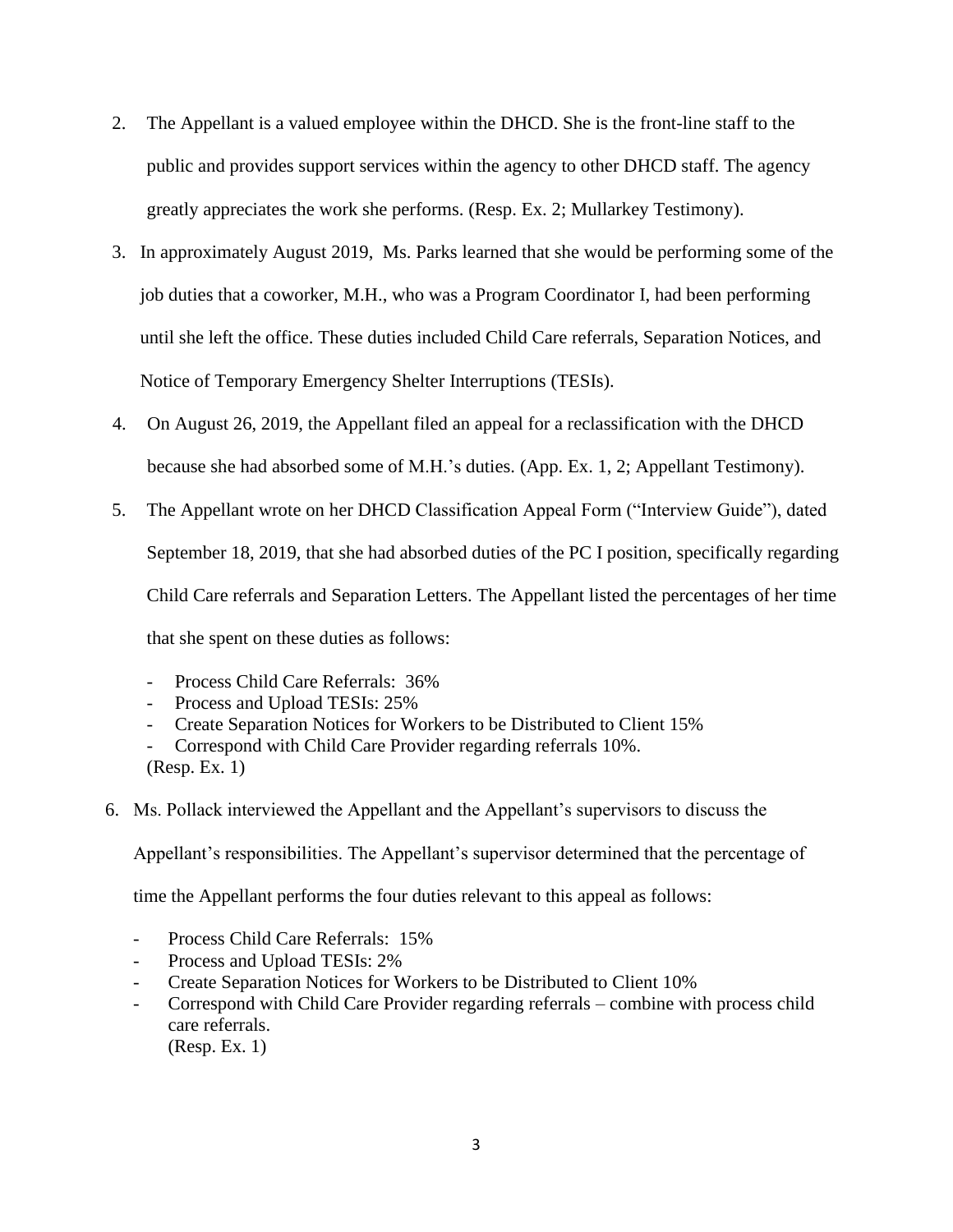2. The Appellant is a valued employee within the DHCD. She is the front-line staff to the public and provides support services within the agency to other DHCD staff. The agency greatly appreciates the work she performs. (Resp. Ex. 2; Mullarkey Testimony).

3. In approximately August 2019, Ms. Parks learned that she would be performing some of the job duties that a coworker, M.H., who was a Program Coordinator I, had been performing until she left the office. These duties included Child Care referrals, Separation Notices, and Notice of Temporary Emergency Shelter Interruptions (TESIs).

4. On August 26, 2019, the Appellant filed an appeal for a reclassification with the DHCD because she had absorbed some of M.H.'s duties. (App. Ex. 1, 2; Appellant Testimony).

5. The Appellant wrote on her DHCD Classification Appeal Form ("Interview Guide"), dated September 18, 2019, that she had absorbed duties of the PC I position, specifically regarding Child Care referrals and Separation Letters. The Appellant listed the percentages of her time that she spent on these duties as follows:

   - Process Child Care Referrals: 36%
   - Process and Upload TESIs: 25%
   - Create Separation Notices for Workers to be Distributed to Client 15%
   - Correspond with Child Care Provider regarding referrals 10%.

   (Resp. Ex. 1)

6. Ms. Pollack interviewed the Appellant and the Appellant's supervisors to discuss the Appellant's responsibilities. The Appellant's supervisor determined that the percentage of time the Appellant performs the four duties relevant to this appeal as follows:

   - Process Child Care Referrals: 15%
   - Process and Upload TESIs: 2%
   - Create Separation Notices for Workers to be Distributed to Client 10%
   - Correspond with Child Care Provider regarding referrals – combine with process child care referrals.

   (Resp. Ex. 1)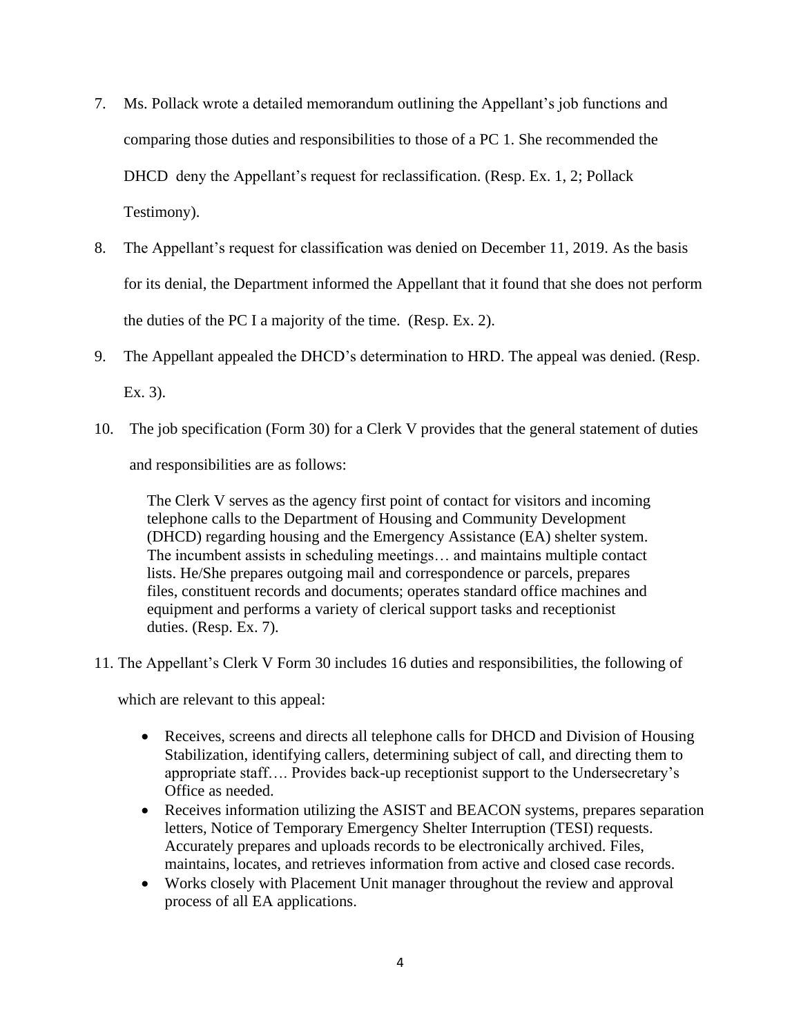7. Ms. Pollack wrote a detailed memorandum outlining the Appellant's job functions and comparing those duties and responsibilities to those of a PC 1. She recommended the DHCD deny the Appellant's request for reclassification. (Resp. Ex. 1, 2; Pollack Testimony).

8. The Appellant's request for classification was denied on December 11, 2019. As the basis for its denial, the Department informed the Appellant that it found that she does not perform the duties of the PC I a majority of the time. (Resp. Ex. 2).

9. The Appellant appealed the DHCD's determination to HRD. The appeal was denied. (Resp. Ex. 3).

10. The job specification (Form 30) for a Clerk V provides that the general statement of duties and responsibilities are as follows:

   > The Clerk V serves as the agency first point of contact for visitors and incoming telephone calls to the Department of Housing and Community Development (DHCD) regarding housing and the Emergency Assistance (EA) shelter system. The incumbent assists in scheduling meetings… and maintains multiple contact lists. He/She prepares outgoing mail and correspondence or parcels, prepares files, constituent records and documents; operates standard office machines and equipment and performs a variety of clerical support tasks and receptionist duties. (Resp. Ex. 7).

11. The Appellant's Clerk V Form 30 includes 16 duties and responsibilities, the following of which are relevant to this appeal:

   - Receives, screens and directs all telephone calls for DHCD and Division of Housing Stabilization, identifying callers, determining subject of call, and directing them to appropriate staff…. Provides back-up receptionist support to the Undersecretary's Office as needed.
   - Receives information utilizing the ASIST and BEACON systems, prepares separation letters, Notice of Temporary Emergency Shelter Interruption (TESI) requests. Accurately prepares and uploads records to be electronically archived. Files, maintains, locates, and retrieves information from active and closed case records.
   - Works closely with Placement Unit manager throughout the review and approval process of all EA applications.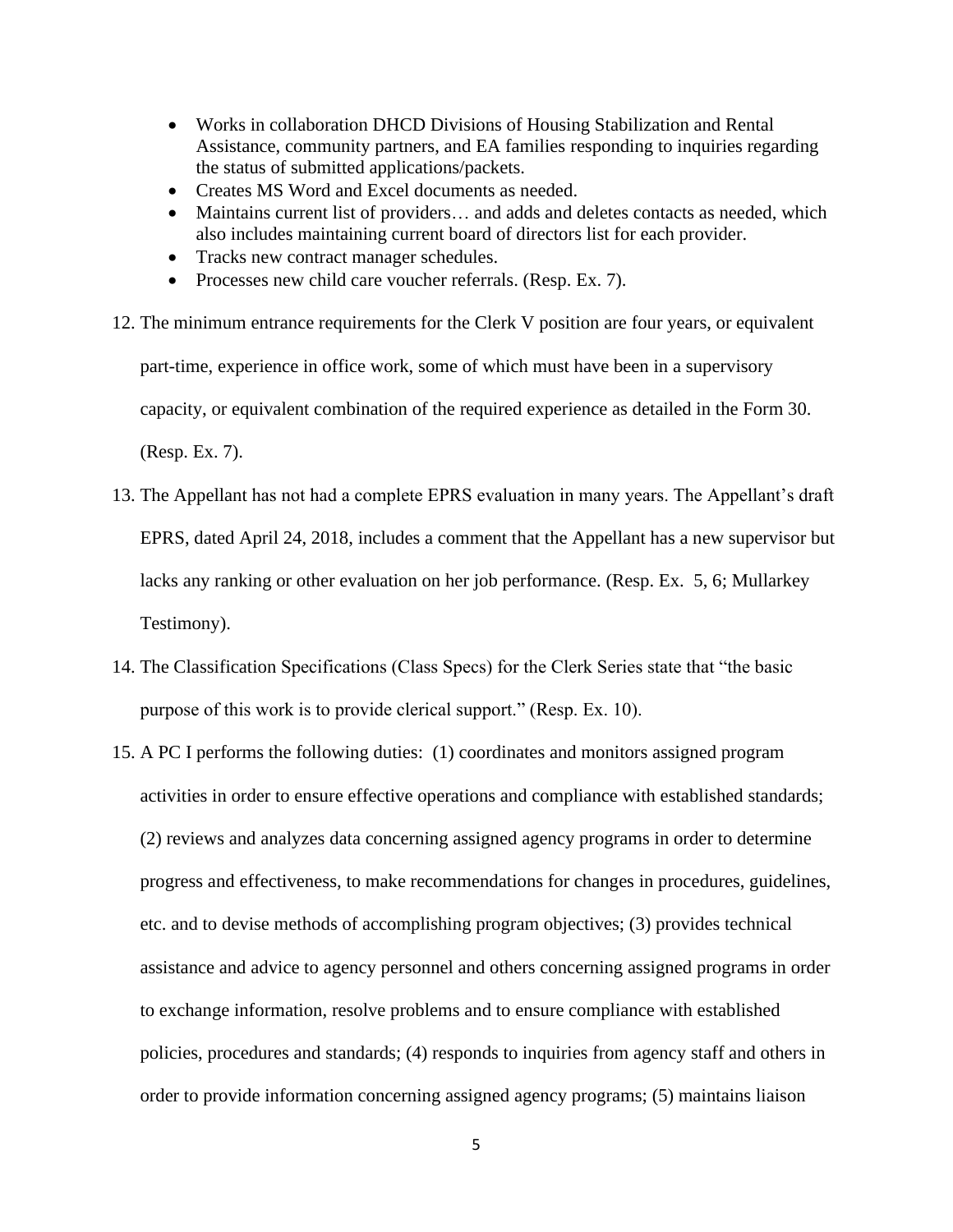- Works in collaboration DHCD Divisions of Housing Stabilization and Rental Assistance, community partners, and EA families responding to inquiries regarding the status of submitted applications/packets.
- Creates MS Word and Excel documents as needed.
- Maintains current list of providers… and adds and deletes contacts as needed, which also includes maintaining current board of directors list for each provider.
- Tracks new contract manager schedules.
- Processes new child care voucher referrals. (Resp. Ex. 7).

12. The minimum entrance requirements for the Clerk V position are four years, or equivalent part-time, experience in office work, some of which must have been in a supervisory capacity, or equivalent combination of the required experience as detailed in the Form 30. (Resp. Ex. 7).
13. The Appellant has not had a complete EPRS evaluation in many years. The Appellant's draft EPRS, dated April 24, 2018, includes a comment that the Appellant has a new supervisor but lacks any ranking or other evaluation on her job performance. (Resp. Ex. 5, 6; Mullarkey Testimony).
14. The Classification Specifications (Class Specs) for the Clerk Series state that "the basic purpose of this work is to provide clerical support." (Resp. Ex. 10).
15. A PC I performs the following duties: (1) coordinates and monitors assigned program activities in order to ensure effective operations and compliance with established standards; (2) reviews and analyzes data concerning assigned agency programs in order to determine progress and effectiveness, to make recommendations for changes in procedures, guidelines, etc. and to devise methods of accomplishing program objectives; (3) provides technical assistance and advice to agency personnel and others concerning assigned programs in order to exchange information, resolve problems and to ensure compliance with established policies, procedures and standards; (4) responds to inquiries from agency staff and others in order to provide information concerning assigned agency programs; (5) maintains liaison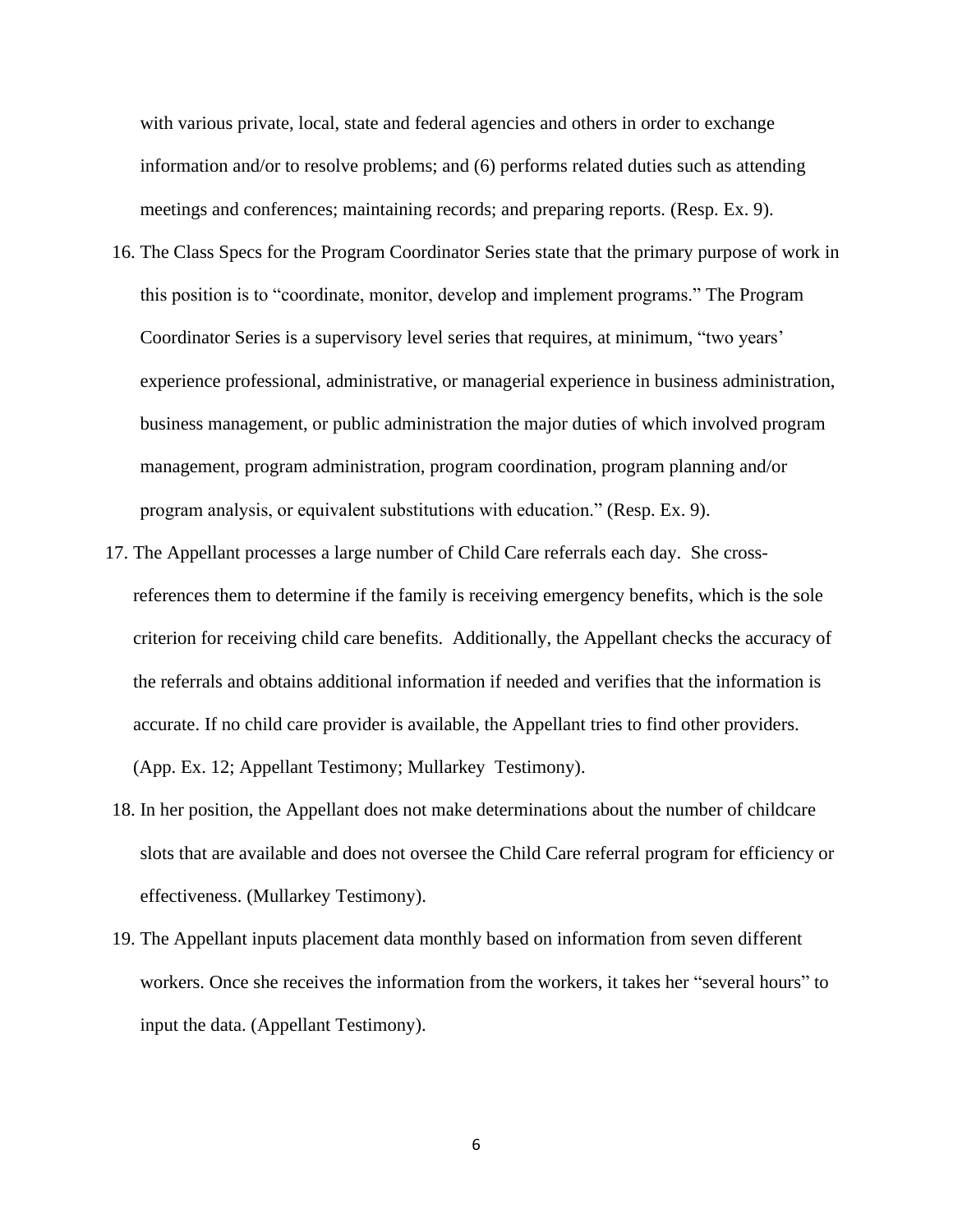with various private, local, state and federal agencies and others in order to exchange information and/or to resolve problems; and (6) performs related duties such as attending meetings and conferences; maintaining records; and preparing reports. (Resp. Ex. 9).

16. The Class Specs for the Program Coordinator Series state that the primary purpose of work in this position is to "coordinate, monitor, develop and implement programs." The Program Coordinator Series is a supervisory level series that requires, at minimum, "two years' experience professional, administrative, or managerial experience in business administration, business management, or public administration the major duties of which involved program management, program administration, program coordination, program planning and/or program analysis, or equivalent substitutions with education." (Resp. Ex. 9).

17. The Appellant processes a large number of Child Care referrals each day. She cross-references them to determine if the family is receiving emergency benefits, which is the sole criterion for receiving child care benefits. Additionally, the Appellant checks the accuracy of the referrals and obtains additional information if needed and verifies that the information is accurate. If no child care provider is available, the Appellant tries to find other providers. (App. Ex. 12; Appellant Testimony; Mullarkey Testimony).

18. In her position, the Appellant does not make determinations about the number of childcare slots that are available and does not oversee the Child Care referral program for efficiency or effectiveness. (Mullarkey Testimony).

19. The Appellant inputs placement data monthly based on information from seven different workers. Once she receives the information from the workers, it takes her "several hours" to input the data. (Appellant Testimony).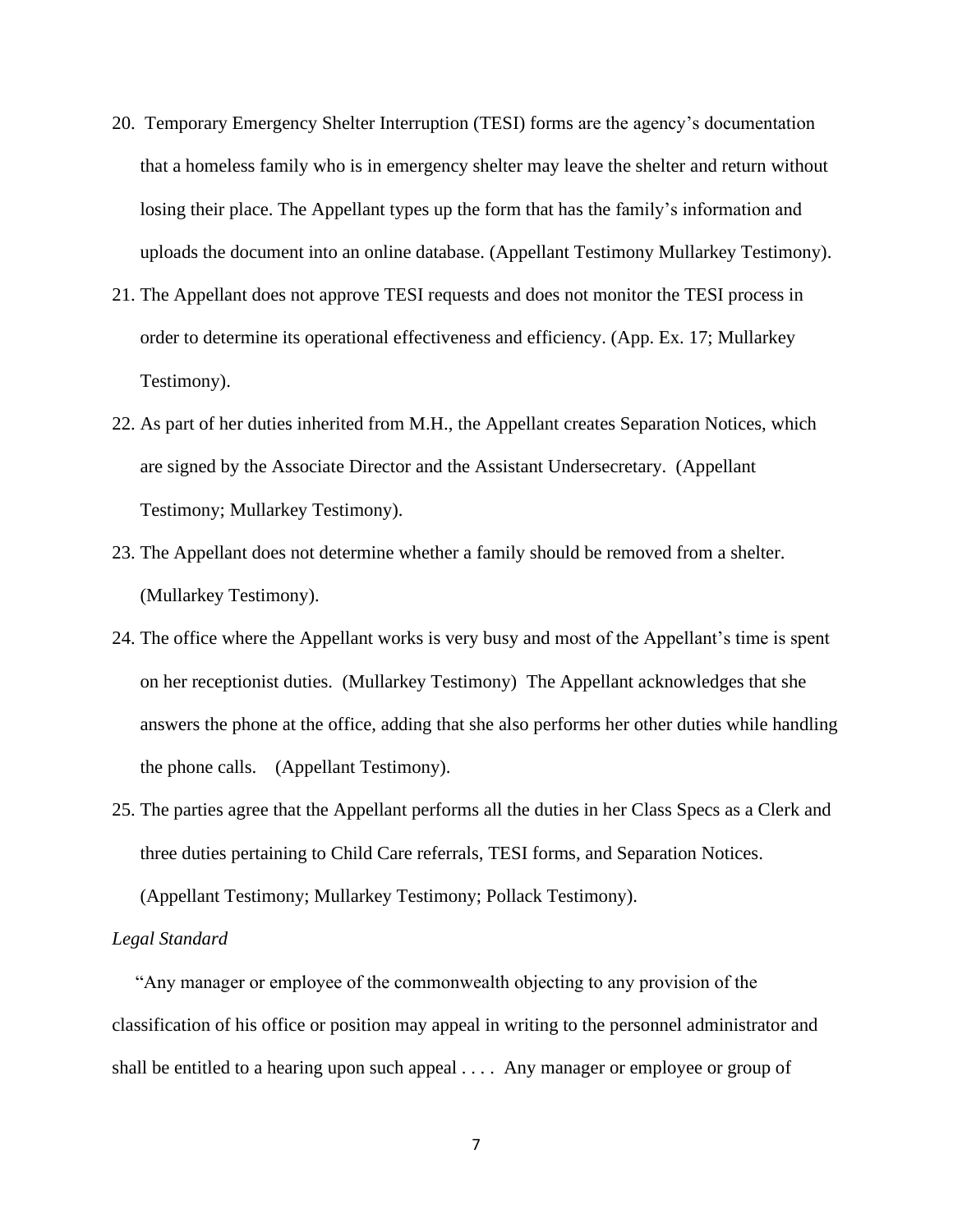20. Temporary Emergency Shelter Interruption (TESI) forms are the agency's documentation that a homeless family who is in emergency shelter may leave the shelter and return without losing their place. The Appellant types up the form that has the family's information and uploads the document into an online database. (Appellant Testimony Mullarkey Testimony).
21. The Appellant does not approve TESI requests and does not monitor the TESI process in order to determine its operational effectiveness and efficiency. (App. Ex. 17; Mullarkey Testimony).
22. As part of her duties inherited from M.H., the Appellant creates Separation Notices, which are signed by the Associate Director and the Assistant Undersecretary. (Appellant Testimony; Mullarkey Testimony).
23. The Appellant does not determine whether a family should be removed from a shelter. (Mullarkey Testimony).
24. The office where the Appellant works is very busy and most of the Appellant's time is spent on her receptionist duties. (Mullarkey Testimony) The Appellant acknowledges that she answers the phone at the office, adding that she also performs her other duties while handling the phone calls. (Appellant Testimony).
25. The parties agree that the Appellant performs all the duties in her Class Specs as a Clerk and three duties pertaining to Child Care referrals, TESI forms, and Separation Notices. (Appellant Testimony; Mullarkey Testimony; Pollack Testimony).

*Legal Standard*

"Any manager or employee of the commonwealth objecting to any provision of the classification of his office or position may appeal in writing to the personnel administrator and shall be entitled to a hearing upon such appeal . . . . Any manager or employee or group of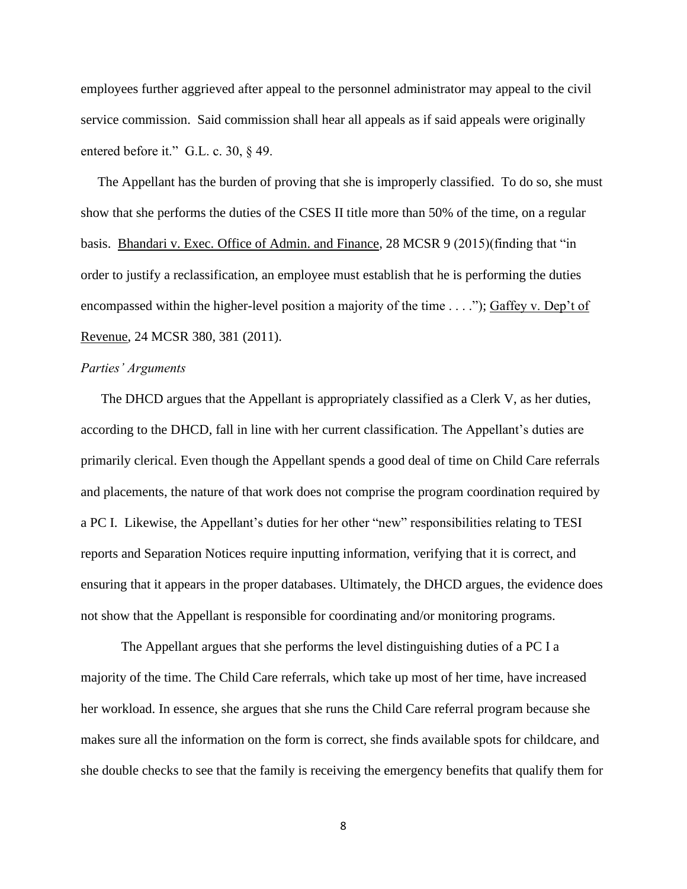employees further aggrieved after appeal to the personnel administrator may appeal to the civil service commission. Said commission shall hear all appeals as if said appeals were originally entered before it." G.L. c. 30, § 49.

The Appellant has the burden of proving that she is improperly classified. To do so, she must show that she performs the duties of the CSES II title more than 50% of the time, on a regular basis. Bhandari v. Exec. Office of Admin. and Finance, 28 MCSR 9 (2015)(finding that "in order to justify a reclassification, an employee must establish that he is performing the duties encompassed within the higher-level position a majority of the time . . . ."); Gaffey v. Dep't of Revenue, 24 MCSR 380, 381 (2011).

*Parties' Arguments*

The DHCD argues that the Appellant is appropriately classified as a Clerk V, as her duties, according to the DHCD, fall in line with her current classification. The Appellant's duties are primarily clerical. Even though the Appellant spends a good deal of time on Child Care referrals and placements, the nature of that work does not comprise the program coordination required by a PC I. Likewise, the Appellant's duties for her other "new" responsibilities relating to TESI reports and Separation Notices require inputting information, verifying that it is correct, and ensuring that it appears in the proper databases. Ultimately, the DHCD argues, the evidence does not show that the Appellant is responsible for coordinating and/or monitoring programs.

The Appellant argues that she performs the level distinguishing duties of a PC I a majority of the time. The Child Care referrals, which take up most of her time, have increased her workload. In essence, she argues that she runs the Child Care referral program because she makes sure all the information on the form is correct, she finds available spots for childcare, and she double checks to see that the family is receiving the emergency benefits that qualify them for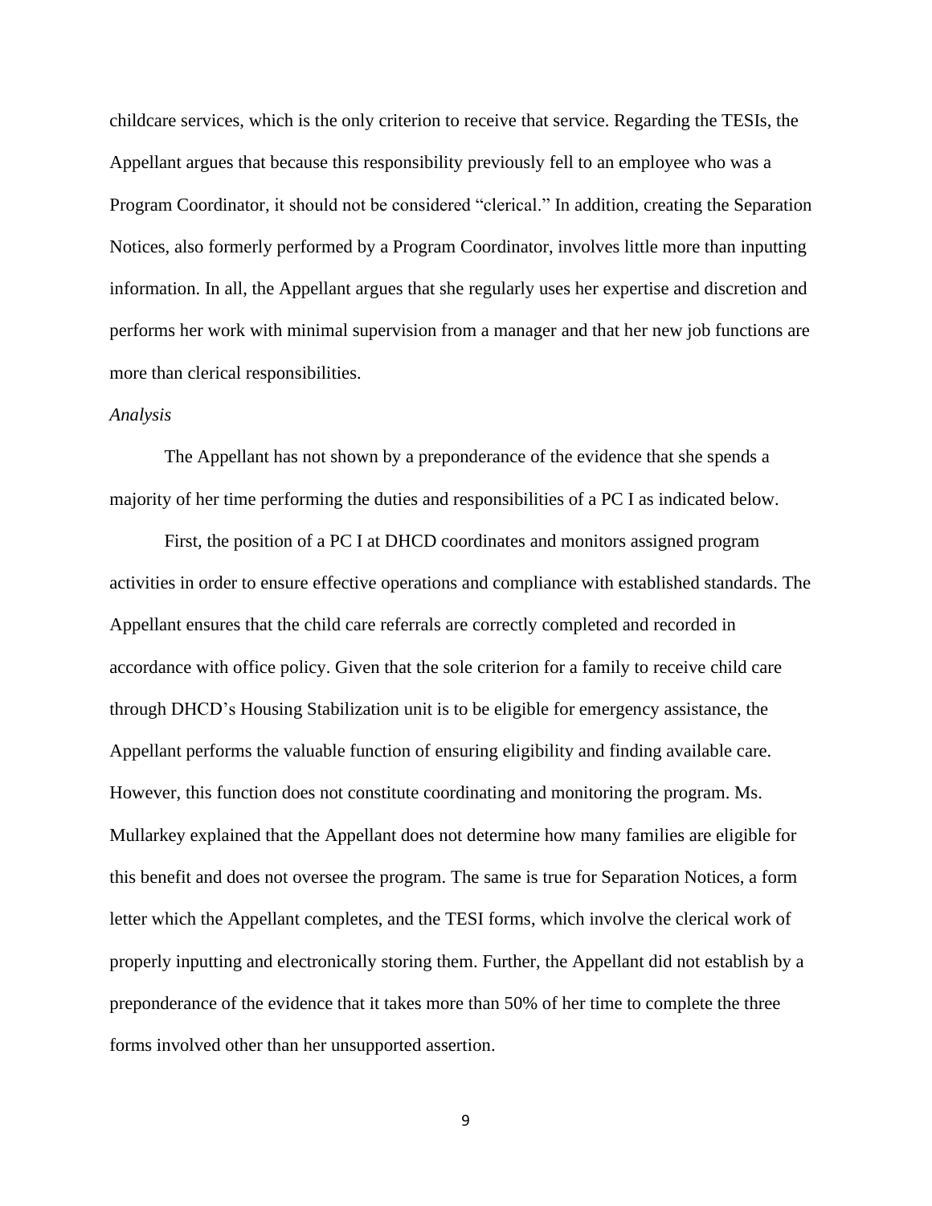childcare services, which is the only criterion to receive that service. Regarding the TESIs, the Appellant argues that because this responsibility previously fell to an employee who was a Program Coordinator, it should not be considered "clerical." In addition, creating the Separation Notices, also formerly performed by a Program Coordinator, involves little more than inputting information. In all, the Appellant argues that she regularly uses her expertise and discretion and performs her work with minimal supervision from a manager and that her new job functions are more than clerical responsibilities.

*Analysis*

The Appellant has not shown by a preponderance of the evidence that she spends a majority of her time performing the duties and responsibilities of a PC I as indicated below.

First, the position of a PC I at DHCD coordinates and monitors assigned program activities in order to ensure effective operations and compliance with established standards. The Appellant ensures that the child care referrals are correctly completed and recorded in accordance with office policy. Given that the sole criterion for a family to receive child care through DHCD's Housing Stabilization unit is to be eligible for emergency assistance, the Appellant performs the valuable function of ensuring eligibility and finding available care. However, this function does not constitute coordinating and monitoring the program. Ms. Mullarkey explained that the Appellant does not determine how many families are eligible for this benefit and does not oversee the program. The same is true for Separation Notices, a form letter which the Appellant completes, and the TESI forms, which involve the clerical work of properly inputting and electronically storing them. Further, the Appellant did not establish by a preponderance of the evidence that it takes more than 50% of her time to complete the three forms involved other than her unsupported assertion.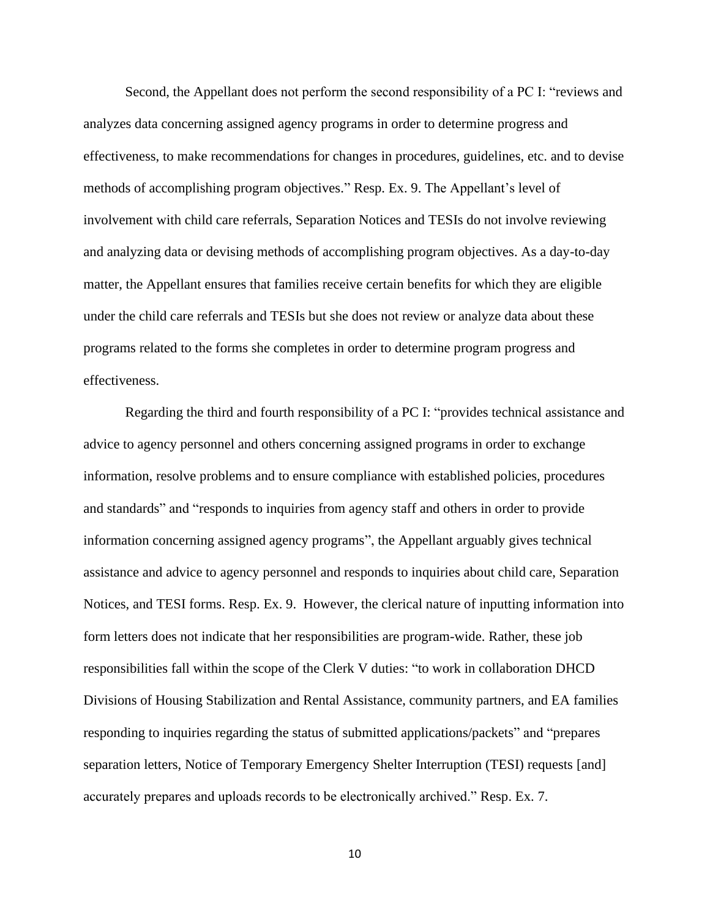Second, the Appellant does not perform the second responsibility of a PC I: "reviews and analyzes data concerning assigned agency programs in order to determine progress and effectiveness, to make recommendations for changes in procedures, guidelines, etc. and to devise methods of accomplishing program objectives." Resp. Ex. 9. The Appellant's level of involvement with child care referrals, Separation Notices and TESIs do not involve reviewing and analyzing data or devising methods of accomplishing program objectives. As a day-to-day matter, the Appellant ensures that families receive certain benefits for which they are eligible under the child care referrals and TESIs but she does not review or analyze data about these programs related to the forms she completes in order to determine program progress and effectiveness.

Regarding the third and fourth responsibility of a PC I: "provides technical assistance and advice to agency personnel and others concerning assigned programs in order to exchange information, resolve problems and to ensure compliance with established policies, procedures and standards" and "responds to inquiries from agency staff and others in order to provide information concerning assigned agency programs", the Appellant arguably gives technical assistance and advice to agency personnel and responds to inquiries about child care, Separation Notices, and TESI forms. Resp. Ex. 9. However, the clerical nature of inputting information into form letters does not indicate that her responsibilities are program-wide. Rather, these job responsibilities fall within the scope of the Clerk V duties: "to work in collaboration DHCD Divisions of Housing Stabilization and Rental Assistance, community partners, and EA families responding to inquiries regarding the status of submitted applications/packets" and "prepares separation letters, Notice of Temporary Emergency Shelter Interruption (TESI) requests [and] accurately prepares and uploads records to be electronically archived." Resp. Ex. 7.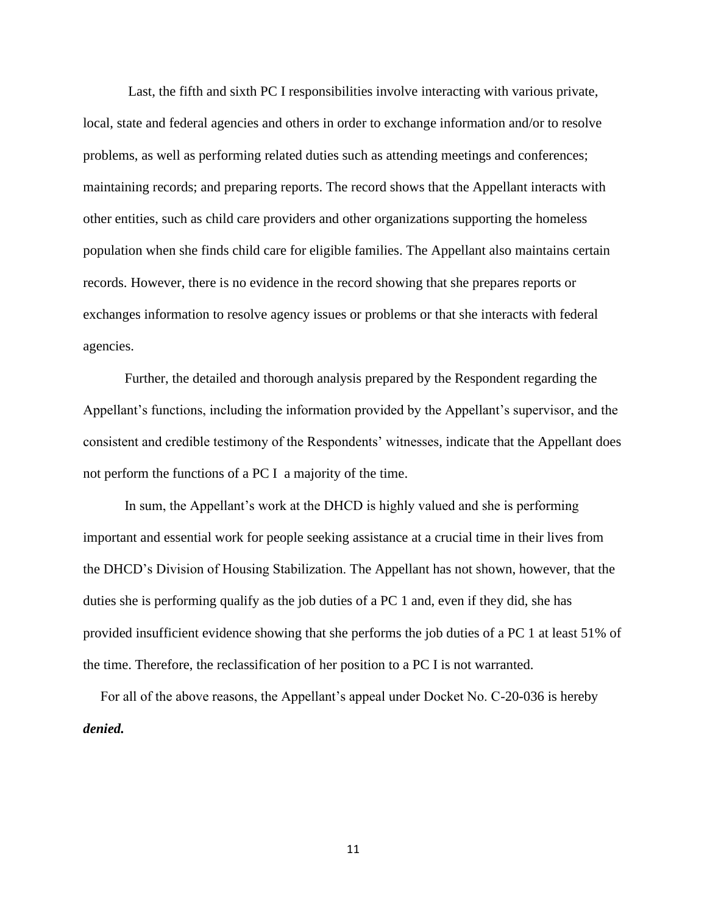Last, the fifth and sixth PC I responsibilities involve interacting with various private, local, state and federal agencies and others in order to exchange information and/or to resolve problems, as well as performing related duties such as attending meetings and conferences; maintaining records; and preparing reports. The record shows that the Appellant interacts with other entities, such as child care providers and other organizations supporting the homeless population when she finds child care for eligible families. The Appellant also maintains certain records. However, there is no evidence in the record showing that she prepares reports or exchanges information to resolve agency issues or problems or that she interacts with federal agencies.

Further, the detailed and thorough analysis prepared by the Respondent regarding the Appellant's functions, including the information provided by the Appellant's supervisor, and the consistent and credible testimony of the Respondents' witnesses, indicate that the Appellant does not perform the functions of a PC I a majority of the time.

In sum, the Appellant's work at the DHCD is highly valued and she is performing important and essential work for people seeking assistance at a crucial time in their lives from the DHCD's Division of Housing Stabilization. The Appellant has not shown, however, that the duties she is performing qualify as the job duties of a PC 1 and, even if they did, she has provided insufficient evidence showing that she performs the job duties of a PC 1 at least 51% of the time. Therefore, the reclassification of her position to a PC I is not warranted.

For all of the above reasons, the Appellant's appeal under Docket No. C-20-036 is hereby ***denied.***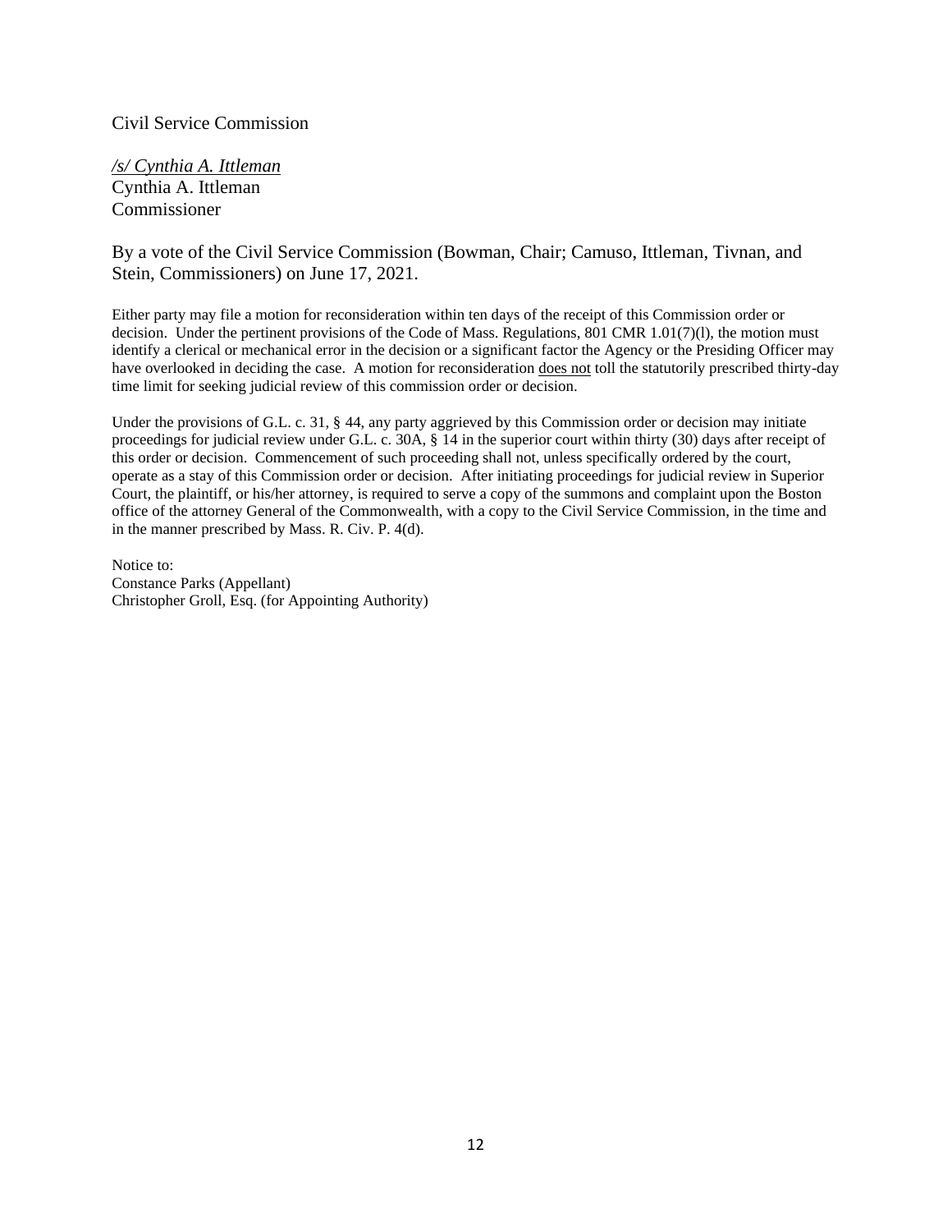Civil Service Commission

*<u>/s/ Cynthia A. Ittleman</u>*
Cynthia A. Ittleman
Commissioner

By a vote of the Civil Service Commission (Bowman, Chair; Camuso, Ittleman, Tivnan, and Stein, Commissioners) on June 17, 2021.

Either party may file a motion for reconsideration within ten days of the receipt of this Commission order or decision. Under the pertinent provisions of the Code of Mass. Regulations, 801 CMR 1.01(7)(l), the motion must identify a clerical or mechanical error in the decision or a significant factor the Agency or the Presiding Officer may have overlooked in deciding the case. A motion for reconsideration <u>does not</u> toll the statutorily prescribed thirty-day time limit for seeking judicial review of this commission order or decision.

Under the provisions of G.L. c. 31, § 44, any party aggrieved by this Commission order or decision may initiate proceedings for judicial review under G.L. c. 30A, § 14 in the superior court within thirty (30) days after receipt of this order or decision. Commencement of such proceeding shall not, unless specifically ordered by the court, operate as a stay of this Commission order or decision. After initiating proceedings for judicial review in Superior Court, the plaintiff, or his/her attorney, is required to serve a copy of the summons and complaint upon the Boston office of the attorney General of the Commonwealth, with a copy to the Civil Service Commission, in the time and in the manner prescribed by Mass. R. Civ. P. 4(d).

Notice to:
Constance Parks (Appellant)
Christopher Groll, Esq. (for Appointing Authority)